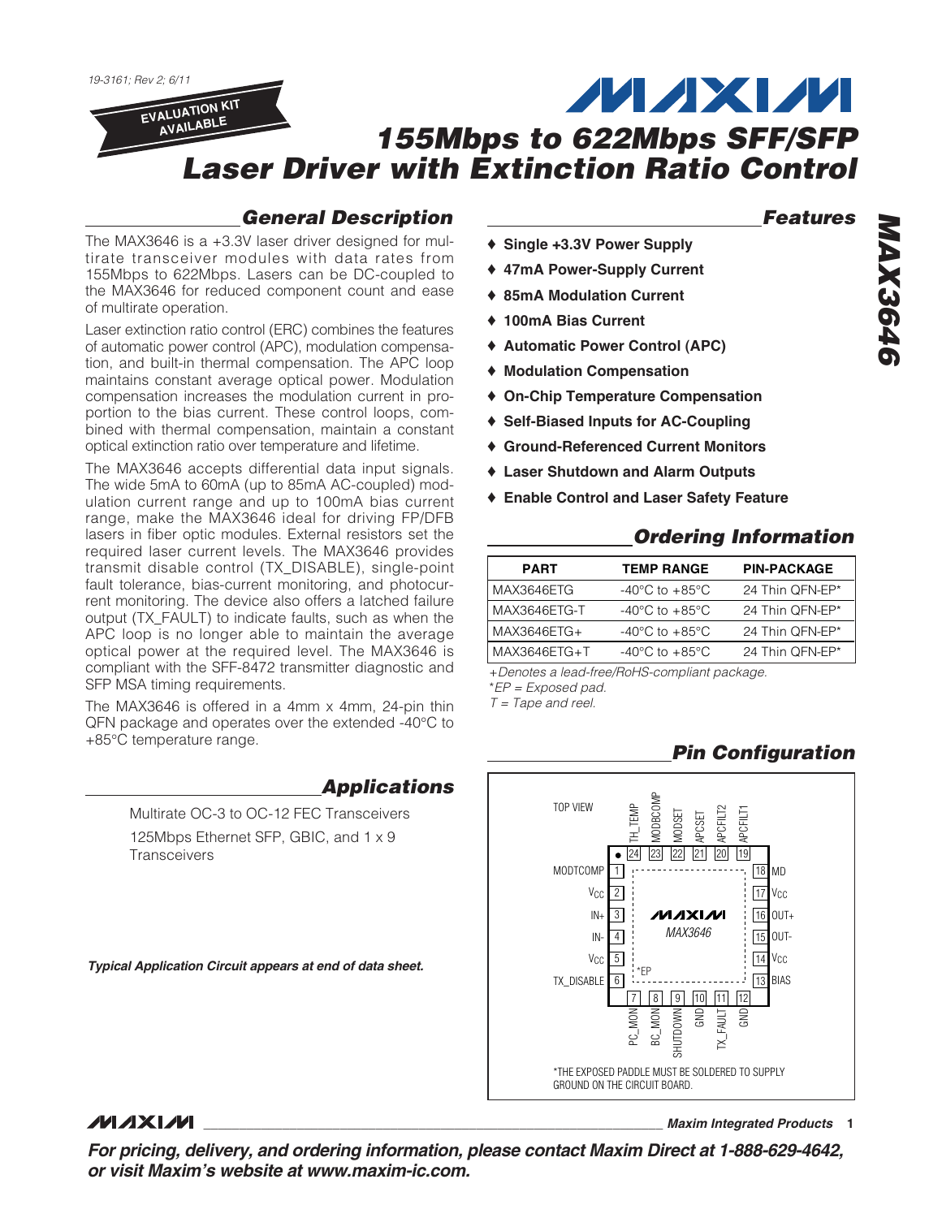19-3161; Rev 2; 6/11

EVALUATION KIT AVAILABLE

# 155Mbps to 622Mbps SFF/SFP Laser Driver with Extinction Ratio Control

## General Description

The MAX3646 is a +3.3V laser driver designed for multirate transceiver modules with data rates from 155Mbps to 622Mbps. Lasers can be DC-coupled to the MAX3646 for reduced component count and ease of multirate operation.

Laser extinction ratio control (ERC) combines the features of automatic power control (APC), modulation compensation, and built-in thermal compensation. The APC loop maintains constant average optical power. Modulation compensation increases the modulation current in proportion to the bias current. These control loops, combined with thermal compensation, maintain a constant optical extinction ratio over temperature and lifetime.

The MAX3646 accepts differential data input signals. The wide 5mA to 60mA (up to 85mA AC-coupled) modulation current range and up to 100mA bias current range, make the MAX3646 ideal for driving FP/DFB lasers in fiber optic modules. External resistors set the required laser current levels. The MAX3646 provides transmit disable control (TX_DISABLE), single-point fault tolerance, bias-current monitoring, and photocurrent monitoring. The device also offers a latched failure output (TX_FAULT) to indicate faults, such as when the APC loop is no longer able to maintain the average optical power at the required level. The MAX3646 is compliant with the SFF-8472 transmitter diagnostic and SFP MSA timing requirements.

The MAX3646 is offered in a 4mm x 4mm, 24-pin thin QFN package and operates over the extended -40°C to +85°C temperature range.

## Applications

Multirate OC-3 to OC-12 FEC Transceivers

125Mbps Ethernet SFP, GBIC, and 1 x 9 Transceivers

*Typical Application Circuit appears at end of data sheet.*

## Features

- ♦ Single +3.3V Power Supply
- ♦ 47mA Power-Supply Current
- ♦ 85mA Modulation Current
- ♦ 100mA Bias Current
- ♦ Automatic Power Control (APC)
- ♦ Modulation Compensation
- ♦ On-Chip Temperature Compensation
- ♦ Self-Biased Inputs for AC-Coupling
- ♦ Ground-Referenced Current Monitors
- ♦ Laser Shutdown and Alarm Outputs
- ♦ Enable Control and Laser Safety Feature

## Ordering Information

| PART | TEMP RANGE | PIN-PACKAGE |
|---|---|---|
| MAX3646ETG | -40°C to +85°C | 24 Thin QFN-EP* |
| MAX3646ETG-T | -40°C to +85°C | 24 Thin QFN-EP* |
| MAX3646ETG+ | -40°C to +85°C | 24 Thin QFN-EP* |
| MAX3646ETG+T | -40°C to +85°C | 24 Thin QFN-EP* |

*+Denotes a lead-free/RoHS-compliant package.*
*\*EP = Exposed pad.*
*T = Tape and reel.*

## Pin Configuration

TOP VIEW

| Pin | Name | Pin | Name |
|---|---|---|---|
| 1 | MODTCOMP | 13 | BIAS |
| 2 | VCC | 14 | VCC |
| 3 | IN+ | 15 | OUT- |
| 4 | IN- | 16 | OUT+ |
| 5 | VCC | 17 | VCC |
| 6 | TX_DISABLE | 18 | MD |
| 7 | PC_MON | 19 | APCFILT1 |
| 8 | BC_MON | 20 | APCFILT2 |
| 9 | SHUTDOWN | 21 | APCSET |
| 10 | GND | 22 | MODSET |
| 11 | TX_FAULT | 23 | MODBCOMP |
| 12 | GND | 24 | TH_TEMP |

MAX3646 (*EP)

*THE EXPOSED PADDLE MUST BE SOLDERED TO SUPPLY GROUND ON THE CIRCUIT BOARD.

*For pricing, delivery, and ordering information, please contact Maxim Direct at 1-888-629-4642, or visit Maxim's website at www.maxim-ic.com.*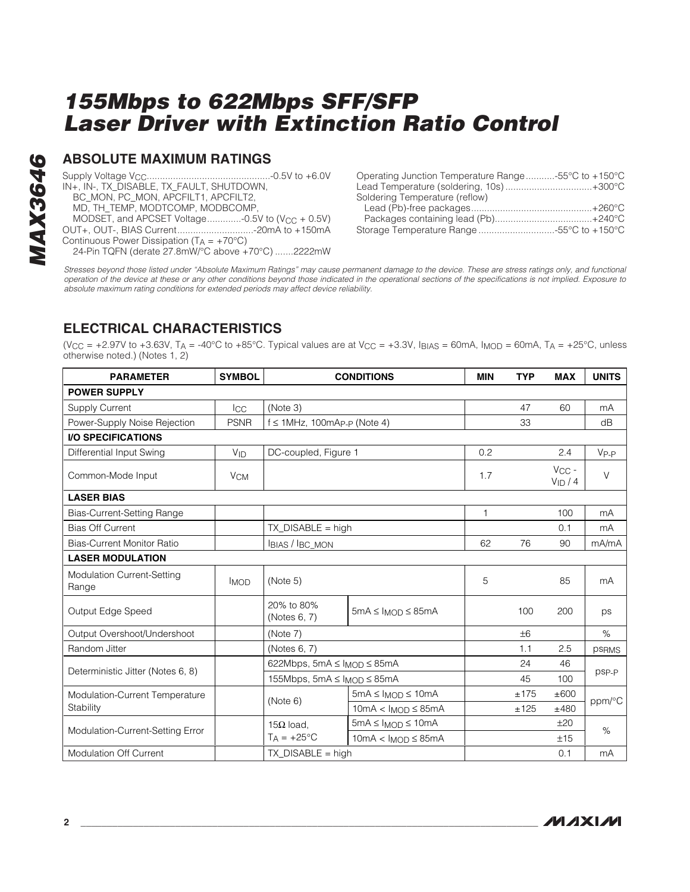# 155Mbps to 622Mbps SFF/SFP Laser Driver with Extinction Ratio Control

## ABSOLUTE MAXIMUM RATINGS

Supply Voltage $V_{CC}$ .............................................. -0.5V to +6.0V
IN+, IN-, TX_DISABLE, TX_FAULT, SHUTDOWN, BC_MON, PC_MON, APCFILT1, APCFILT2, MD, TH_TEMP, MODTCOMP, MODBCOMP, MODSET, and APCSET Voltage ............ -0.5V to ($V_{CC}$ + 0.5V)
OUT+, OUT-, BIAS Current ............................ -20mA to +150mA
Continuous Power Dissipation ($T_A$ = +70°C)
24-Pin TQFN (derate 27.8mW/°C above +70°C) .......2222mW

Operating Junction Temperature Range ........... -55°C to +150°C
Lead Temperature (soldering, 10s) ................................ +300°C
Soldering Temperature (reflow)
Lead (Pb)-free packages ............................................. +260°C
Packages containing lead (Pb) .................................... +240°C
Storage Temperature Range ............................ -55°C to +150°C

*Stresses beyond those listed under "Absolute Maximum Ratings" may cause permanent damage to the device. These are stress ratings only, and functional operation of the device at these or any other conditions beyond those indicated in the operational sections of the specifications is not implied. Exposure to absolute maximum rating conditions for extended periods may affect device reliability.*

## ELECTRICAL CHARACTERISTICS

($V_{CC}$ = +2.97V to +3.63V, $T_A$ = -40°C to +85°C. Typical values are at $V_{CC}$ = +3.3V, $I_{BIAS}$ = 60mA, $I_{MOD}$ = 60mA, $T_A$ = +25°C, unless otherwise noted.) (Notes 1, 2)

| PARAMETER | SYMBOL | CONDITIONS | | MIN | TYP | MAX | UNITS |
|---|---|---|---|---|---|---|---|
| **POWER SUPPLY** | | | | | | | |
| Supply Current | $I_{CC}$ | (Note 3) | | | 47 | 60 | mA |
| Power-Supply Noise Rejection | PSNR | f ≤ 1MHz, $100mA_{P-P}$ (Note 4) | | | 33 | | dB |
| **I/O SPECIFICATIONS** | | | | | | | |
| Differential Input Swing | $V_{ID}$ | DC-coupled, Figure 1 | | 0.2 | | 2.4 | $V_{P-P}$ |
| Common-Mode Input | $V_{CM}$ | | | 1.7 | | $V_{CC}$ - $V_{ID}$ / 4 | V |
| **LASER BIAS** | | | | | | | |
| Bias-Current-Setting Range | | | | 1 | | 100 | mA |
| Bias Off Current | | TX_DISABLE = high | | | | 0.1 | mA |
| Bias-Current Monitor Ratio | | $I_{BIAS}$ / $I_{BC\_MON}$ | | 62 | 76 | 90 | mA/mA |
| **LASER MODULATION** | | | | | | | |
| Modulation Current-Setting Range | $I_{MOD}$ | (Note 5) | | 5 | | 85 | mA |
| Output Edge Speed | | 20% to 80% (Notes 6, 7) | 5mA ≤ $I_{MOD}$ ≤ 85mA | | 100 | 200 | ps |
| Output Overshoot/Undershoot | | (Note 7) | | | ±6 | | % |
| Random Jitter | | (Notes 6, 7) | | | 1.1 | 2.5 | $ps_{RMS}$ |
| Deterministic Jitter (Notes 6, 8) | | 622Mbps, 5mA ≤ $I_{MOD}$ ≤ 85mA | | | 24 | 46 | $ps_{P-P}$ |
| | | 155Mbps, 5mA ≤ $I_{MOD}$ ≤ 85mA | | | 45 | 100 | $ps_{P-P}$ |
| Modulation-Current Temperature Stability | | (Note 6) | 5mA ≤ $I_{MOD}$ ≤ 10mA | | ±175 | ±600 | ppm/°C |
| | | | 10mA < $I_{MOD}$ ≤ 85mA | | ±125 | ±480 | ppm/°C |
| Modulation-Current-Setting Error | | 15Ω load, $T_A$ = +25°C | 5mA ≤ $I_{MOD}$ ≤ 10mA | | | ±20 | % |
| | | | 10mA < $I_{MOD}$ ≤ 85mA | | | ±15 | % |
| Modulation Off Current | | TX_DISABLE = high | | | | 0.1 | mA |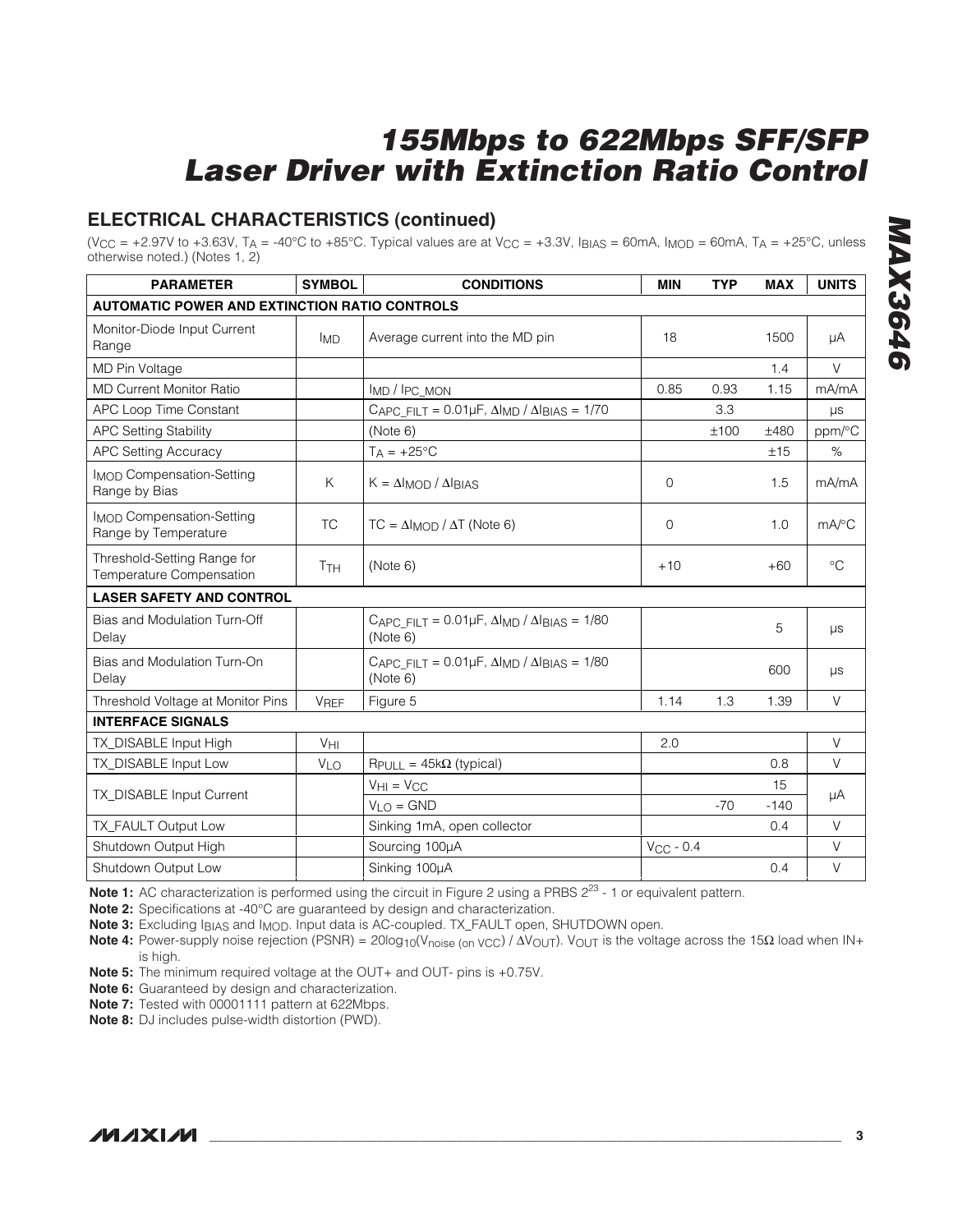## ELECTRICAL CHARACTERISTICS (continued)

($V_{CC}$ = +2.97V to +3.63V, $T_A$ = -40°C to +85°C. Typical values are at $V_{CC}$ = +3.3V, $I_{BIAS}$ = 60mA, $I_{MOD}$ = 60mA, $T_A$ = +25°C, unless otherwise noted.) (Notes 1, 2)

| PARAMETER | SYMBOL | CONDITIONS | MIN | TYP | MAX | UNITS |
|---|---|---|---|---|---|---|
| **AUTOMATIC POWER AND EXTINCTION RATIO CONTROLS** | | | | | | |
| Monitor-Diode Input Current Range | $I_{MD}$ | Average current into the MD pin | 18 | | 1500 | µA |
| MD Pin Voltage | | | | | 1.4 | V |
| MD Current Monitor Ratio | | $I_{MD}$ / $I_{PC\_MON}$ | 0.85 | 0.93 | 1.15 | mA/mA |
| APC Loop Time Constant | | $C_{APC\_FILT}$ = 0.01µF, $\Delta I_{MD}$ / $\Delta I_{BIAS}$ = 1/70 | | 3.3 | | µs |
| APC Setting Stability | | (Note 6) | | ±100 | ±480 | ppm/°C |
| APC Setting Accuracy | | $T_A$ = +25°C | | | ±15 | % |
| $I_{MOD}$ Compensation-Setting Range by Bias | K | K = $\Delta I_{MOD}$ / $\Delta I_{BIAS}$ | 0 | | 1.5 | mA/mA |
| $I_{MOD}$ Compensation-Setting Range by Temperature | TC | TC = $\Delta I_{MOD}$ / $\Delta T$ (Note 6) | 0 | | 1.0 | mA/°C |
| Threshold-Setting Range for Temperature Compensation | $T_{TH}$ | (Note 6) | +10 | | +60 | °C |
| **LASER SAFETY AND CONTROL** | | | | | | |
| Bias and Modulation Turn-Off Delay | | $C_{APC\_FILT}$ = 0.01µF, $\Delta I_{MD}$ / $\Delta I_{BIAS}$ = 1/80 (Note 6) | | | 5 | µs |
| Bias and Modulation Turn-On Delay | | $C_{APC\_FILT}$ = 0.01µF, $\Delta I_{MD}$ / $\Delta I_{BIAS}$ = 1/80 (Note 6) | | | 600 | µs |
| Threshold Voltage at Monitor Pins | $V_{REF}$ | Figure 5 | 1.14 | 1.3 | 1.39 | V |
| **INTERFACE SIGNALS** | | | | | | |
| TX_DISABLE Input High | $V_{HI}$ | | 2.0 | | | V |
| TX_DISABLE Input Low | $V_{LO}$ | $R_{PULL}$ = 45kΩ (typical) | | | 0.8 | V |
| TX_DISABLE Input Current | | $V_{HI}$ = $V_{CC}$ | | | 15 | µA |
| | | $V_{LO}$ = GND | | -70 | -140 | |
| TX_FAULT Output Low | | Sinking 1mA, open collector | | | 0.4 | V |
| Shutdown Output High | | Sourcing 100µA | $V_{CC}$ - 0.4 | | | V |
| Shutdown Output Low | | Sinking 100µA | | | 0.4 | V |

**Note 1:** AC characterization is performed using the circuit in Figure 2 using a PRBS $2^{23}$ - 1 or equivalent pattern.

**Note 2:** Specifications at -40°C are guaranteed by design and characterization.

**Note 3:** Excluding $I_{BIAS}$ and $I_{MOD}$. Input data is AC-coupled. TX_FAULT open, SHUTDOWN open.

**Note 4:** Power-supply noise rejection (PSNR) = $20\log_{10}(V_{noise\ (on\ VCC)} / \Delta V_{OUT})$. $V_{OUT}$ is the voltage across the 15Ω load when IN+ is high.

**Note 5:** The minimum required voltage at the OUT+ and OUT- pins is +0.75V.

**Note 6:** Guaranteed by design and characterization.

**Note 7:** Tested with 00001111 pattern at 622Mbps.

**Note 8:** DJ includes pulse-width distortion (PWD).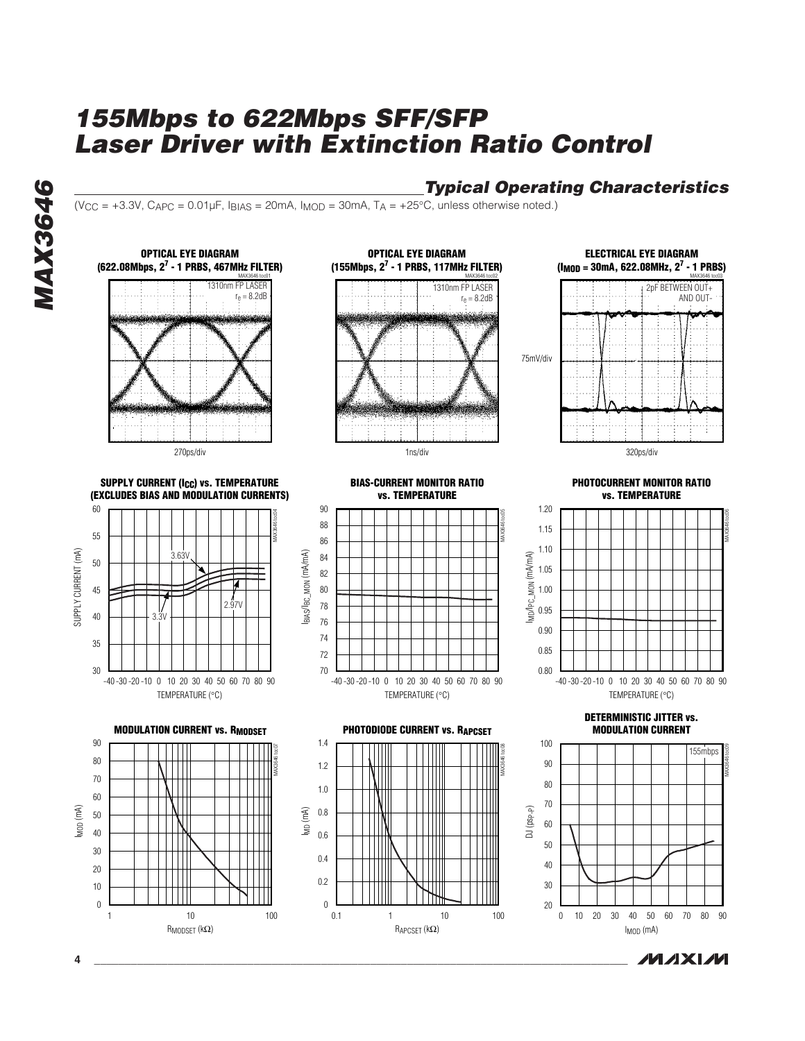## Typical Operating Characteristics

($V_{CC}$ = +3.3V, $C_{APC}$ = 0.01µF, $I_{BIAS}$ = 20mA, $I_{MOD}$ = 30mA, $T_A$ = +25°C, unless otherwise noted.)

**OPTICAL EYE DIAGRAM (622.08Mbps, $2^7$ - 1 PRBS, 467MHz FILTER)**

1310nm FP LASER
$r_e$ = 8.2dB

270ps/div

**OPTICAL EYE DIAGRAM (155Mbps, $2^7$ - 1 PRBS, 117MHz FILTER)**

1310nm FP LASER
$r_e$ = 8.2dB

1ns/div

**ELECTRICAL EYE DIAGRAM ($I_{MOD}$ = 30mA, 622.08MHz, $2^7$ - 1 PRBS)**

2pF BETWEEN OUT+ AND OUT-

75mV/div

320ps/div

**SUPPLY CURRENT ($I_{CC}$) vs. TEMPERATURE (EXCLUDES BIAS AND MODULATION CURRENTS)**

SUPPLY CURRENT (mA) vs. TEMPERATURE (°C); curves: 3.63V, 3.3V, 2.97V

**BIAS-CURRENT MONITOR RATIO vs. TEMPERATURE**

$I_{BIAS}/I_{BC\_MON}$ (mA/mA) vs. TEMPERATURE (°C)

**PHOTOCURRENT MONITOR RATIO vs. TEMPERATURE**

$I_{MD}/I_{PC\_MON}$ (mA/mA) vs. TEMPERATURE (°C)

**MODULATION CURRENT vs. $R_{MODSET}$**

$I_{MOD}$ (mA) vs. $R_{MODSET}$ (kΩ)

**PHOTODIODE CURRENT vs. $R_{APCSET}$**

$I_{MD}$ (mA) vs. $R_{APCSET}$ (kΩ)

**DETERMINISTIC JITTER vs. MODULATION CURRENT**

DJ ($ps_{P-P}$) vs. $I_{MOD}$ (mA); 155mbps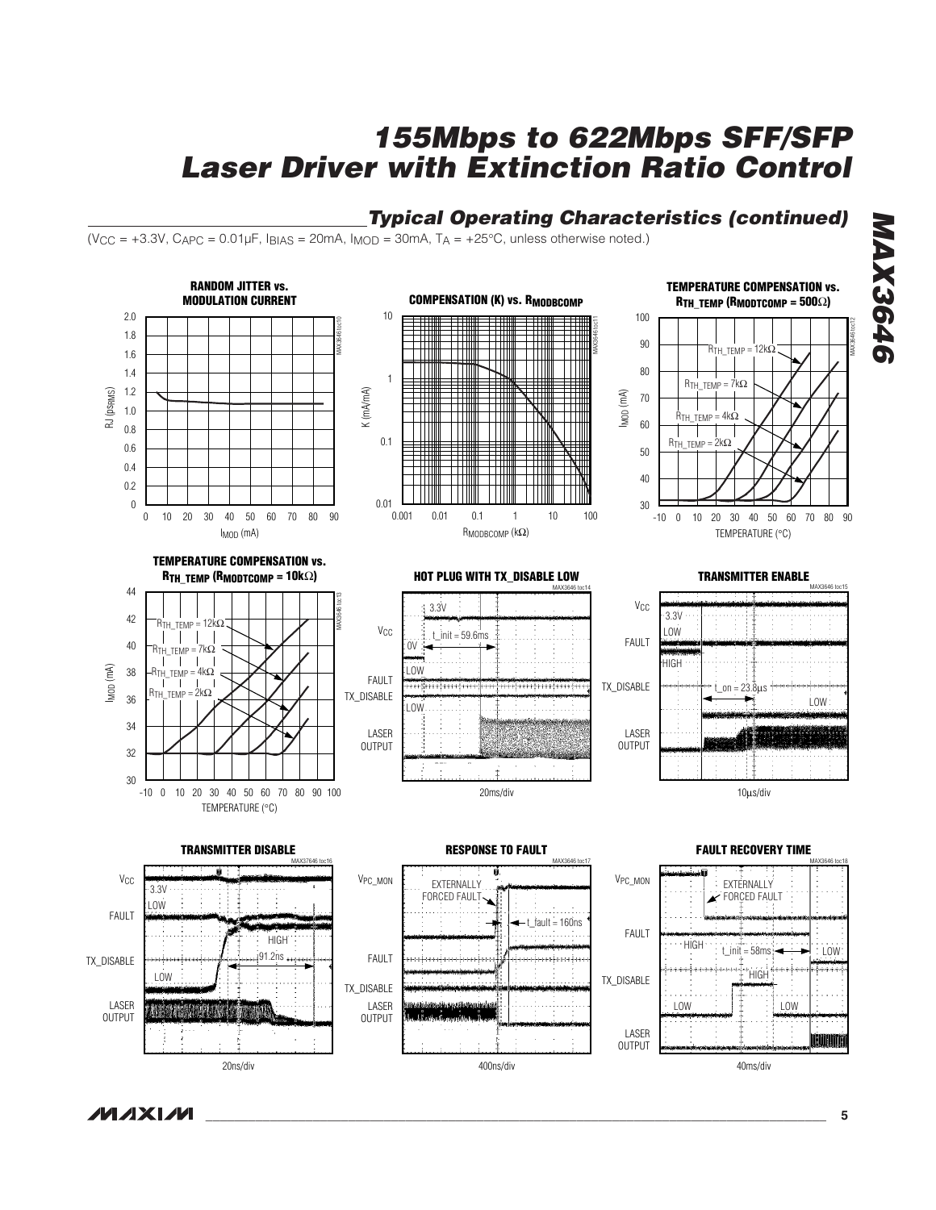## Typical Operating Characteristics (continued)

($V_{CC}$ = +3.3V, $C_{APC}$ = 0.01µF, $I_{BIAS}$ = 20mA, $I_{MOD}$ = 30mA, $T_A$ = +25°C, unless otherwise noted.)

**RANDOM JITTER vs. MODULATION CURRENT**

**COMPENSATION (K) vs. $R_{MODBCOMP}$**

**TEMPERATURE COMPENSATION vs. $R_{TH\_TEMP}$ ($R_{MODTCOMP}$ = 500Ω)**

**TEMPERATURE COMPENSATION vs. $R_{TH\_TEMP}$ ($R_{MODTCOMP}$ = 10kΩ)**

**HOT PLUG WITH TX_DISABLE LOW**

**TRANSMITTER ENABLE**

**TRANSMITTER DISABLE**

**RESPONSE TO FAULT**

**FAULT RECOVERY TIME**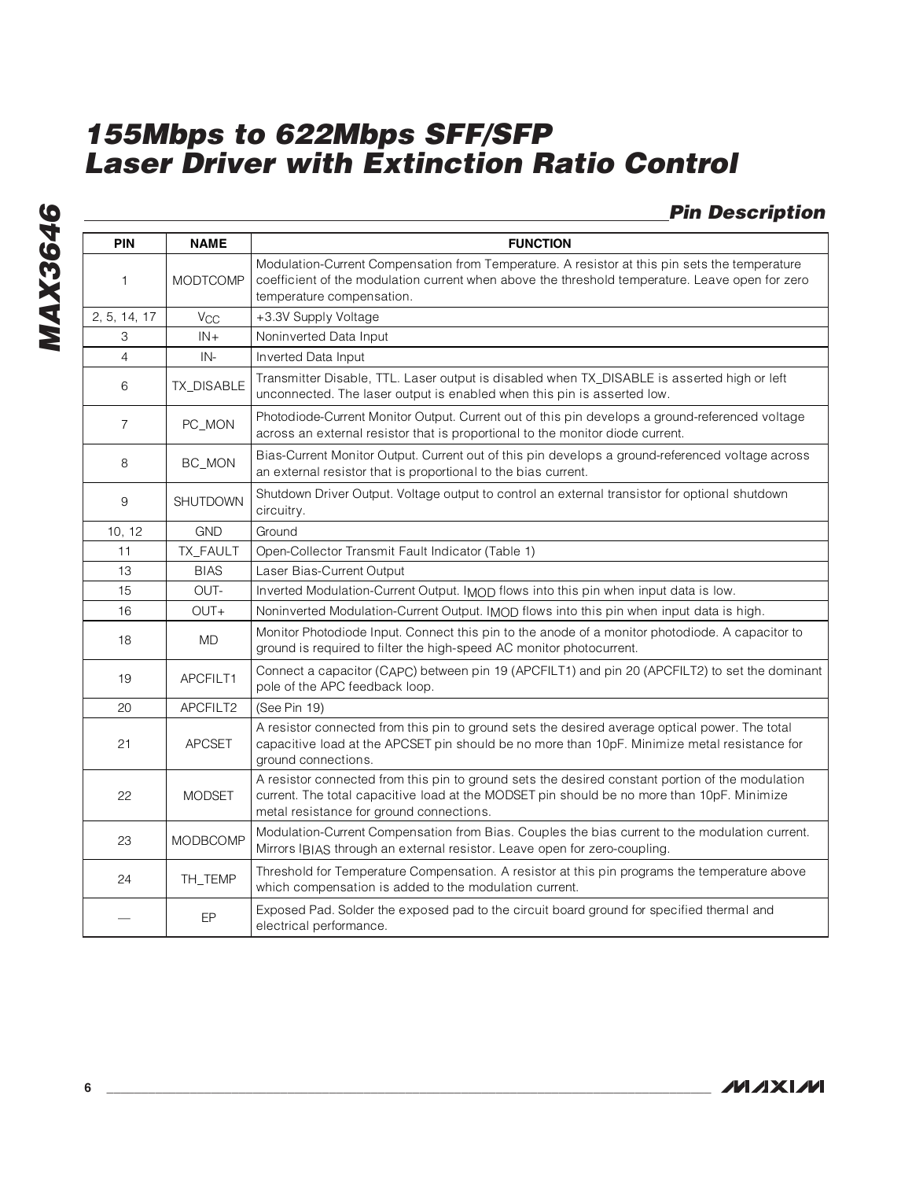# 155Mbps to 622Mbps SFF/SFP Laser Driver with Extinction Ratio Control

## Pin Description

| PIN | NAME | FUNCTION |
|---|---|---|
| 1 | MODTCOMP | Modulation-Current Compensation from Temperature. A resistor at this pin sets the temperature coefficient of the modulation current when above the threshold temperature. Leave open for zero temperature compensation. |
| 2, 5, 14, 17 | $V_{CC}$ | +3.3V Supply Voltage |
| 3 | IN+ | Noninverted Data Input |
| 4 | IN- | Inverted Data Input |
| 6 | TX_DISABLE | Transmitter Disable, TTL. Laser output is disabled when TX_DISABLE is asserted high or left unconnected. The laser output is enabled when this pin is asserted low. |
| 7 | PC_MON | Photodiode-Current Monitor Output. Current out of this pin develops a ground-referenced voltage across an external resistor that is proportional to the monitor diode current. |
| 8 | BC_MON | Bias-Current Monitor Output. Current out of this pin develops a ground-referenced voltage across an external resistor that is proportional to the bias current. |
| 9 | SHUTDOWN | Shutdown Driver Output. Voltage output to control an external transistor for optional shutdown circuitry. |
| 10, 12 | GND | Ground |
| 11 | TX_FAULT | Open-Collector Transmit Fault Indicator (Table 1) |
| 13 | BIAS | Laser Bias-Current Output |
| 15 | OUT- | Inverted Modulation-Current Output. $I_{MOD}$ flows into this pin when input data is low. |
| 16 | OUT+ | Noninverted Modulation-Current Output. $I_{MOD}$ flows into this pin when input data is high. |
| 18 | MD | Monitor Photodiode Input. Connect this pin to the anode of a monitor photodiode. A capacitor to ground is required to filter the high-speed AC monitor photocurrent. |
| 19 | APCFILT1 | Connect a capacitor ($C_{APC}$) between pin 19 (APCFILT1) and pin 20 (APCFILT2) to set the dominant pole of the APC feedback loop. |
| 20 | APCFILT2 | (See Pin 19) |
| 21 | APCSET | A resistor connected from this pin to ground sets the desired average optical power. The total capacitive load at the APCSET pin should be no more than 10pF. Minimize metal resistance for ground connections. |
| 22 | MODSET | A resistor connected from this pin to ground sets the desired constant portion of the modulation current. The total capacitive load at the MODSET pin should be no more than 10pF. Minimize metal resistance for ground connections. |
| 23 | MODBCOMP | Modulation-Current Compensation from Bias. Couples the bias current to the modulation current. Mirrors $I_{BIAS}$ through an external resistor. Leave open for zero-coupling. |
| 24 | TH_TEMP | Threshold for Temperature Compensation. A resistor at this pin programs the temperature above which compensation is added to the modulation current. |
| — | EP | Exposed Pad. Solder the exposed pad to the circuit board ground for specified thermal and electrical performance. |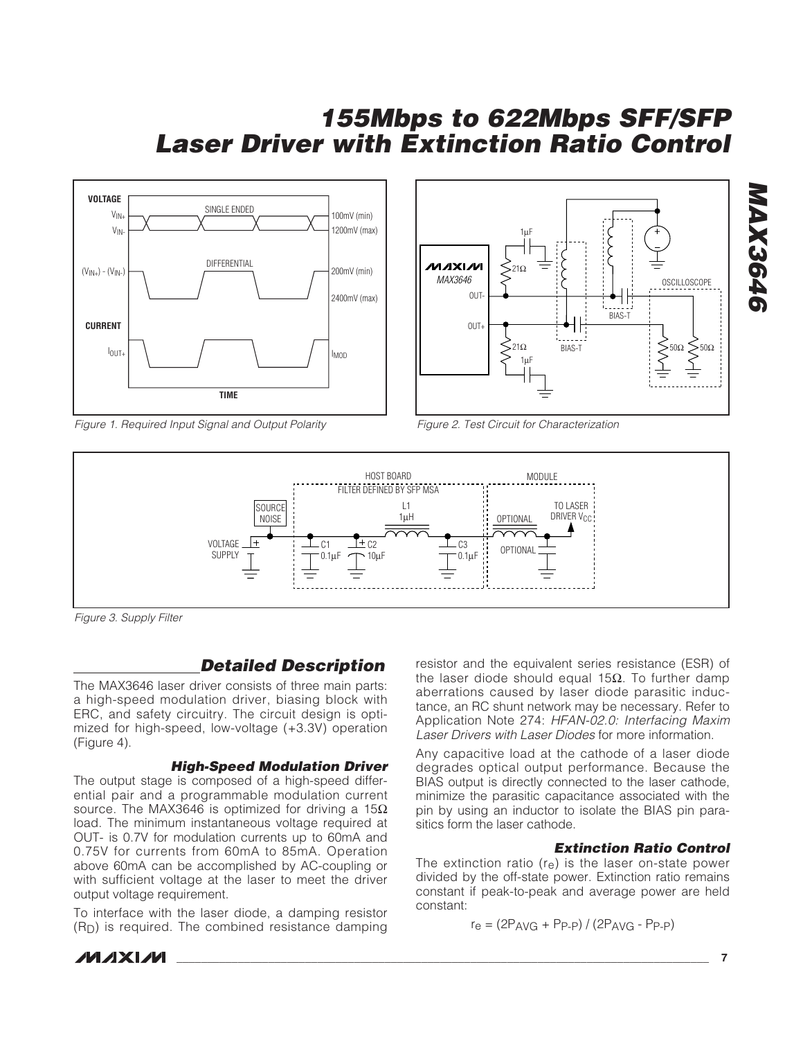Figure 1. Required Input Signal and Output Polarity

Figure 2. Test Circuit for Characterization

Figure 3. Supply Filter

## Detailed Description

The MAX3646 laser driver consists of three main parts: a high-speed modulation driver, biasing block with ERC, and safety circuitry. The circuit design is optimized for high-speed, low-voltage (+3.3V) operation (Figure 4).

### High-Speed Modulation Driver

The output stage is composed of a high-speed differential pair and a programmable modulation current source. The MAX3646 is optimized for driving a 15Ω load. The minimum instantaneous voltage required at OUT- is 0.7V for modulation currents up to 60mA and 0.75V for currents from 60mA to 85mA. Operation above 60mA can be accomplished by AC-coupling or with sufficient voltage at the laser to meet the driver output voltage requirement.

To interface with the laser diode, a damping resistor ($R_D$) is required. The combined resistance damping resistor and the equivalent series resistance (ESR) of the laser diode should equal 15Ω. To further damp aberrations caused by laser diode parasitic inductance, an RC shunt network may be necessary. Refer to Application Note 274: *HFAN-02.0: Interfacing Maxim Laser Drivers with Laser Diodes* for more information.

Any capacitive load at the cathode of a laser diode degrades optical output performance. Because the BIAS output is directly connected to the laser cathode, minimize the parasitic capacitance associated with the pin by using an inductor to isolate the BIAS pin parasitics form the laser cathode.

### Extinction Ratio Control

The extinction ratio ($r_e$) is the laser on-state power divided by the off-state power. Extinction ratio remains constant if peak-to-peak and average power are held constant:

$$r_e = (2P_{AVG} + P_{P-P}) / (2P_{AVG} - P_{P-P})$$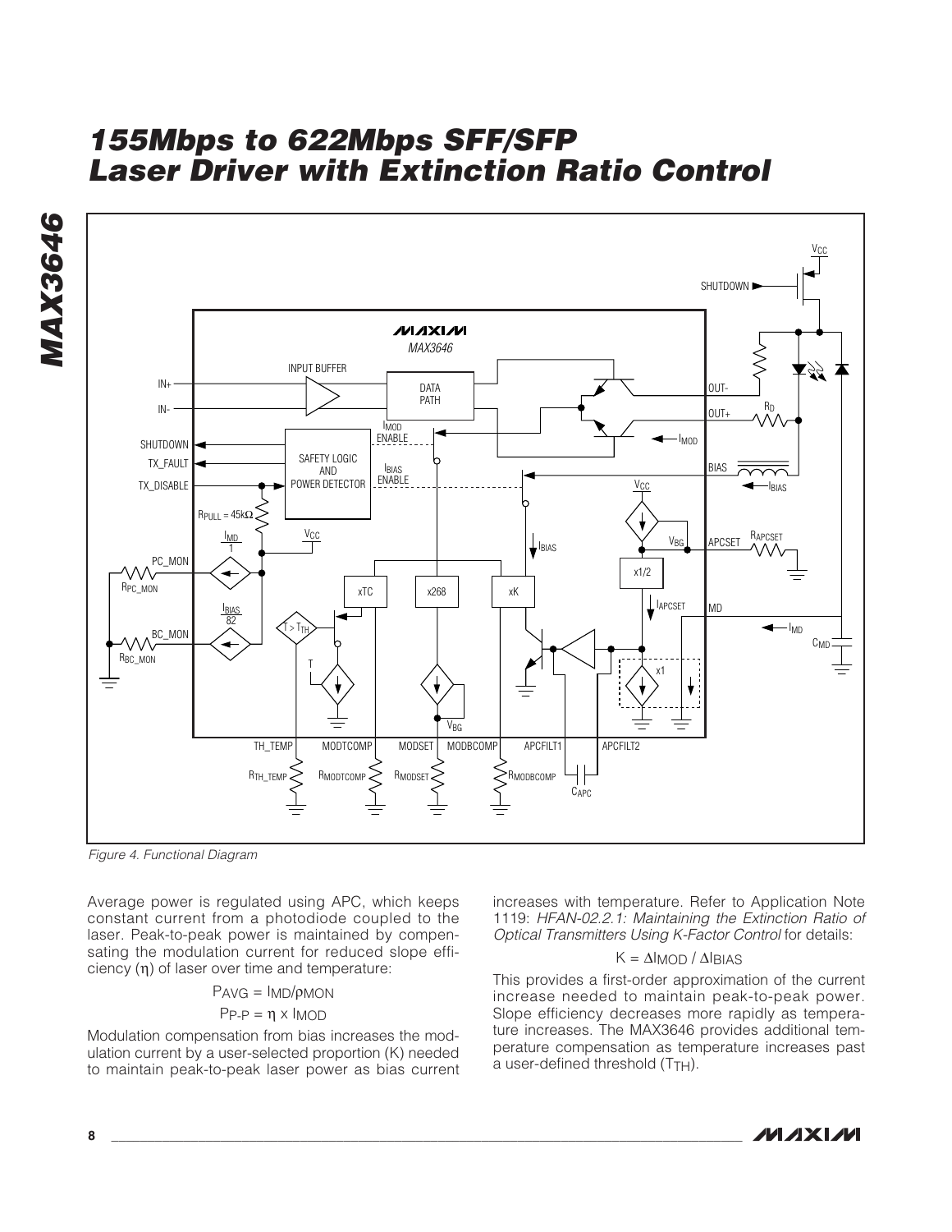Figure 4. Functional Diagram

Average power is regulated using APC, which keeps constant current from a photodiode coupled to the laser. Peak-to-peak power is maintained by compensating the modulation current for reduced slope efficiency ($\eta$) of laser over time and temperature:

$$P_{AVG} = I_{MD}/\rho_{MON}$$

$$P_{P-P} = \eta \times I_{MOD}$$

Modulation compensation from bias increases the modulation current by a user-selected proportion (K) needed to maintain peak-to-peak laser power as bias current increases with temperature. Refer to Application Note 1119: *HFAN-02.2.1: Maintaining the Extinction Ratio of Optical Transmitters Using K-Factor Control* for details:

$$K = \Delta I_{MOD} / \Delta I_{BIAS}$$

This provides a first-order approximation of the current increase needed to maintain peak-to-peak power. Slope efficiency decreases more rapidly as temperature increases. The MAX3646 provides additional temperature compensation as temperature increases past a user-defined threshold ($T_{TH}$).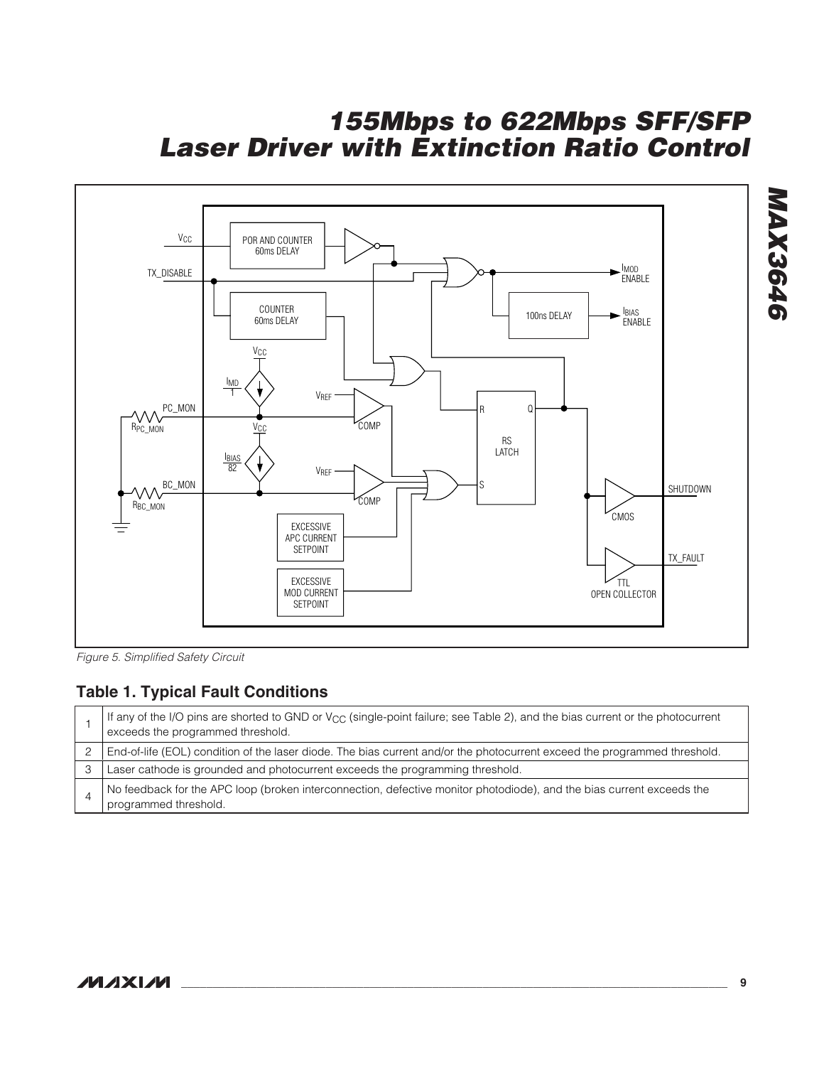*Figure 5. Simplified Safety Circuit*

## Table 1. Typical Fault Conditions

| | |
|---|---|
| 1 | If any of the I/O pins are shorted to GND or $V_{CC}$ (single-point failure; see Table 2), and the bias current or the photocurrent exceeds the programmed threshold. |
| 2 | End-of-life (EOL) condition of the laser diode. The bias current and/or the photocurrent exceed the programmed threshold. |
| 3 | Laser cathode is grounded and photocurrent exceeds the programming threshold. |
| 4 | No feedback for the APC loop (broken interconnection, defective monitor photodiode), and the bias current exceeds the programmed threshold. |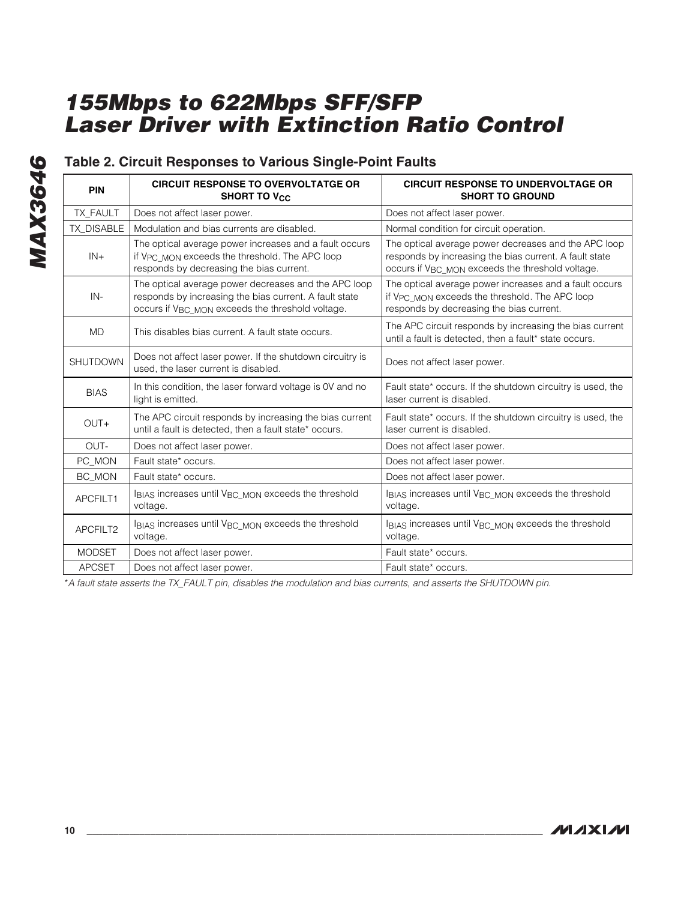## Table 2. Circuit Responses to Various Single-Point Faults

| PIN | CIRCUIT RESPONSE TO OVERVOLTATGE OR SHORT TO $V_{CC}$ | CIRCUIT RESPONSE TO UNDERVOLTAGE OR SHORT TO GROUND |
|---|---|---|
| TX_FAULT | Does not affect laser power. | Does not affect laser power. |
| TX_DISABLE | Modulation and bias currents are disabled. | Normal condition for circuit operation. |
| IN+ | The optical average power increases and a fault occurs if $V_{PC\_MON}$ exceeds the threshold. The APC loop responds by decreasing the bias current. | The optical average power decreases and the APC loop responds by increasing the bias current. A fault state occurs if $V_{BC\_MON}$ exceeds the threshold voltage. |
| IN- | The optical average power decreases and the APC loop responds by increasing the bias current. A fault state occurs if $V_{BC\_MON}$ exceeds the threshold voltage. | The optical average power increases and a fault occurs if $V_{PC\_MON}$ exceeds the threshold. The APC loop responds by decreasing the bias current. |
| MD | This disables bias current. A fault state occurs. | The APC circuit responds by increasing the bias current until a fault is detected, then a fault* state occurs. |
| SHUTDOWN | Does not affect laser power. If the shutdown circuitry is used, the laser current is disabled. | Does not affect laser power. |
| BIAS | In this condition, the laser forward voltage is 0V and no light is emitted. | Fault state* occurs. If the shutdown circuitry is used, the laser current is disabled. |
| OUT+ | The APC circuit responds by increasing the bias current until a fault is detected, then a fault state* occurs. | Fault state* occurs. If the shutdown circuitry is used, the laser current is disabled. |
| OUT- | Does not affect laser power. | Does not affect laser power. |
| PC_MON | Fault state* occurs. | Does not affect laser power. |
| BC_MON | Fault state* occurs. | Does not affect laser power. |
| APCFILT1 | $I_{BIAS}$ increases until $V_{BC\_MON}$ exceeds the threshold voltage. | $I_{BIAS}$ increases until $V_{BC\_MON}$ exceeds the threshold voltage. |
| APCFILT2 | $I_{BIAS}$ increases until $V_{BC\_MON}$ exceeds the threshold voltage. | $I_{BIAS}$ increases until $V_{BC\_MON}$ exceeds the threshold voltage. |
| MODSET | Does not affect laser power. | Fault state* occurs. |
| APCSET | Does not affect laser power. | Fault state* occurs. |

*\*A fault state asserts the TX_FAULT pin, disables the modulation and bias currents, and asserts the SHUTDOWN pin.*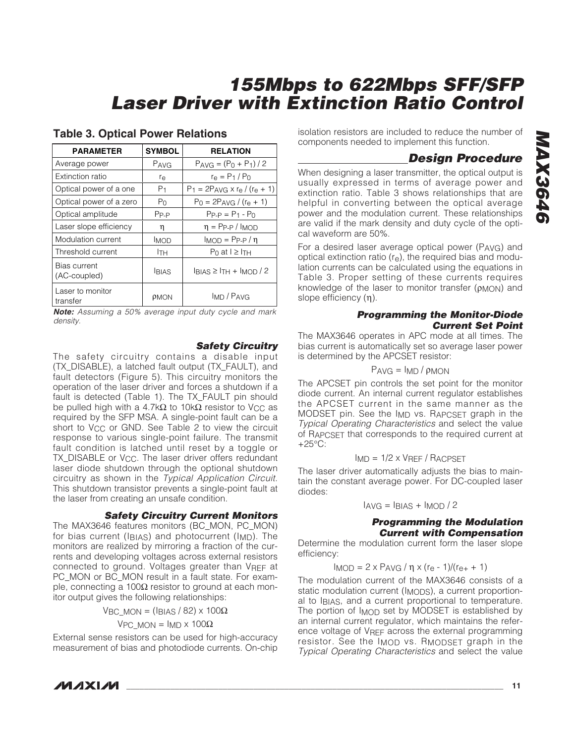## Table 3. Optical Power Relations

| PARAMETER | SYMBOL | RELATION |
|---|---|---|
| Average power | $P_{AVG}$ | $P_{AVG} = (P_0 + P_1) / 2$ |
| Extinction ratio | $r_e$ | $r_e = P_1 / P_0$ |
| Optical power of a one | $P_1$ | $P_1 = 2P_{AVG} \times r_e / (r_e + 1)$ |
| Optical power of a zero | $P_0$ | $P_0 = 2P_{AVG} / (r_e + 1)$ |
| Optical amplitude | $P_{P\text{-}P}$ | $P_{P\text{-}P} = P_1 - P_0$ |
| Laser slope efficiency | $\eta$ | $\eta = P_{P\text{-}P} / I_{MOD}$ |
| Modulation current | $I_{MOD}$ | $I_{MOD} = P_{P\text{-}P} / \eta$ |
| Threshold current | $I_{TH}$ | $P_0$ at $I \geq I_{TH}$ |
| Bias current (AC-coupled) | $I_{BIAS}$ | $I_{BIAS} \geq I_{TH} + I_{MOD} / 2$ |
| Laser to monitor transfer | $\rho_{MON}$ | $I_{MD} / P_{AVG}$ |

***Note:*** *Assuming a 50% average input duty cycle and mark density.*

### Safety Circuitry

The safety circuitry contains a disable input (TX_DISABLE), a latched fault output (TX_FAULT), and fault detectors (Figure 5). This circuitry monitors the operation of the laser driver and forces a shutdown if a fault is detected (Table 1). The TX_FAULT pin should be pulled high with a 4.7kΩ to 10kΩ resistor to $V_{CC}$ as required by the SFP MSA. A single-point fault can be a short to $V_{CC}$ or GND. See Table 2 to view the circuit response to various single-point failure. The transmit fault condition is latched until reset by a toggle or TX_DISABLE or $V_{CC}$. The laser driver offers redundant laser diode shutdown through the optional shutdown circuitry as shown in the *Typical Application Circuit*. This shutdown transistor prevents a single-point fault at the laser from creating an unsafe condition.

### Safety Circuitry Current Monitors

The MAX3646 features monitors (BC_MON, PC_MON) for bias current ($I_{BIAS}$) and photocurrent ($I_{MD}$). The monitors are realized by mirroring a fraction of the currents and developing voltages across external resistors connected to ground. Voltages greater than $V_{REF}$ at PC_MON or BC_MON result in a fault state. For example, connecting a 100Ω resistor to ground at each monitor output gives the following relationships:

$$V_{BC\_MON} = (I_{BIAS} / 82) \times 100\Omega$$

$$V_{PC\_MON} = I_{MD} \times 100\Omega$$

External sense resistors can be used for high-accuracy measurement of bias and photodiode currents. On-chip isolation resistors are included to reduce the number of components needed to implement this function.

## Design Procedure

When designing a laser transmitter, the optical output is usually expressed in terms of average power and extinction ratio. Table 3 shows relationships that are helpful in converting between the optical average power and the modulation current. These relationships are valid if the mark density and duty cycle of the optical waveform are 50%.

For a desired laser average optical power ($P_{AVG}$) and optical extinction ratio ($r_e$), the required bias and modulation currents can be calculated using the equations in Table 3. Proper setting of these currents requires knowledge of the laser to monitor transfer ($\rho_{MON}$) and slope efficiency ($\eta$).

### Programming the Monitor-Diode Current Set Point

The MAX3646 operates in APC mode at all times. The bias current is automatically set so average laser power is determined by the APCSET resistor:

$$P_{AVG} = I_{MD} / \rho_{MON}$$

The APCSET pin controls the set point for the monitor diode current. An internal current regulator establishes the APCSET current in the same manner as the MODSET pin. See the $I_{MD}$ vs. $R_{APCSET}$ graph in the *Typical Operating Characteristics* and select the value of $R_{APCSET}$ that corresponds to the required current at +25°C:

$$I_{MD} = 1/2 \times V_{REF} / R_{ACPSET}$$

The laser driver automatically adjusts the bias to maintain the constant average power. For DC-coupled laser diodes:

$$I_{AVG} = I_{BIAS} + I_{MOD} / 2$$

### Programming the Modulation Current with Compensation

Determine the modulation current form the laser slope efficiency:

$$I_{MOD} = 2 \times P_{AVG} / \eta \times (r_e - 1)/(r_{e+} + 1)$$

The modulation current of the MAX3646 consists of a static modulation current ($I_{MODS}$), a current proportional to $I_{BIAS}$, and a current proportional to temperature. The portion of $I_{MOD}$ set by MODSET is established by an internal current regulator, which maintains the reference voltage of $V_{REF}$ across the external programming resistor. See the $I_{MOD}$ vs. $R_{MODSET}$ graph in the *Typical Operating Characteristics* and select the value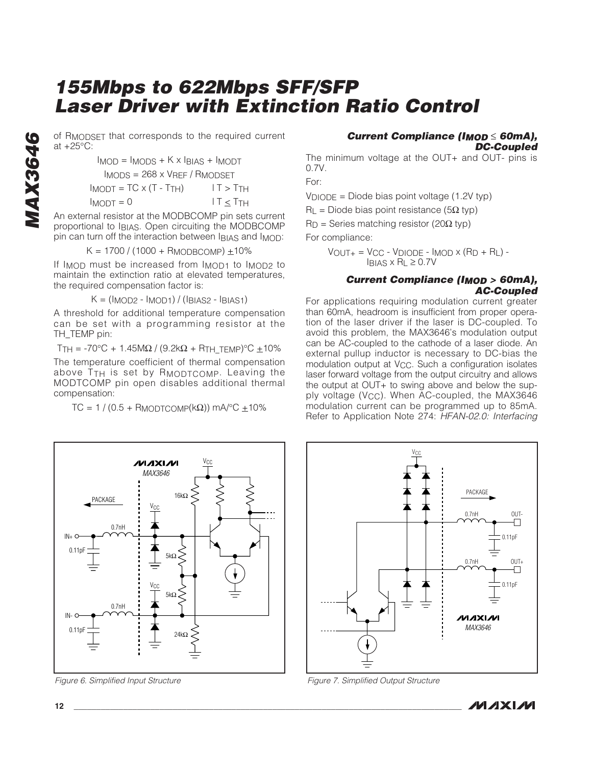of $R_{MODSET}$ that corresponds to the required current at +25°C:

$$I_{MOD} = I_{MODS} + K \times I_{BIAS} + I_{MODT}$$

$$I_{MODS} = 268 \times V_{REF} / R_{MODSET}$$

$$I_{MODT} = TC \times (T - T_{TH}) \quad | \, T > T_{TH}$$

$$I_{MODT} = 0 \quad | \, T \leq T_{TH}$$

An external resistor at the MODBCOMP pin sets current proportional to $I_{BIAS}$. Open circuiting the MODBCOMP pin can turn off the interaction between $I_{BIAS}$ and $I_{MOD}$:

$$K = 1700 / (1000 + R_{MODBCOMP}) \pm 10\%$$

If $I_{MOD}$ must be increased from $I_{MOD1}$ to $I_{MOD2}$ to maintain the extinction ratio at elevated temperatures, the required compensation factor is:

$$K = (I_{MOD2} - I_{MOD1}) / (I_{BIAS2} - I_{BIAS1})$$

A threshold for additional temperature compensation can be set with a programming resistor at the TH_TEMP pin:

$$T_{TH} = -70°C + 1.45M\Omega / (9.2k\Omega + R_{TH\_TEMP})°C \pm 10\%$$

The temperature coefficient of thermal compensation above $T_{TH}$ is set by $R_{MODTCOMP}$. Leaving the MODTCOMP pin open disables additional thermal compensation:

$$TC = 1 / (0.5 + R_{MODTCOMP}(k\Omega)) \text{ mA/°C} \pm 10\%$$

### Current Compliance ($I_{MOD} \leq 60mA$), DC-Coupled

The minimum voltage at the OUT+ and OUT- pins is 0.7V.

For:

$V_{DIODE}$ = Diode bias point voltage (1.2V typ)

$R_L$ = Diode bias point resistance (5Ω typ)

$R_D$ = Series matching resistor (20Ω typ)

For compliance:

$$V_{OUT+} = V_{CC} - V_{DIODE} - I_{MOD} \times (R_D + R_L) - I_{BIAS} \times R_L \geq 0.7V$$

### Current Compliance ($I_{MOD} > 60mA$), AC-Coupled

For applications requiring modulation current greater than 60mA, headroom is insufficient from proper operation of the laser driver if the laser is DC-coupled. To avoid this problem, the MAX3646's modulation output can be AC-coupled to the cathode of a laser diode. An external pullup inductor is necessary to DC-bias the modulation output at $V_{CC}$. Such a configuration isolates laser forward voltage from the output circuitry and allows the output at OUT+ to swing above and below the supply voltage ($V_{CC}$). When AC-coupled, the MAX3646 modulation current can be programmed up to 85mA. Refer to Application Note 274: *HFAN-02.0: Interfacing*

*Figure 6. Simplified Input Structure*

*Figure 7. Simplified Output Structure*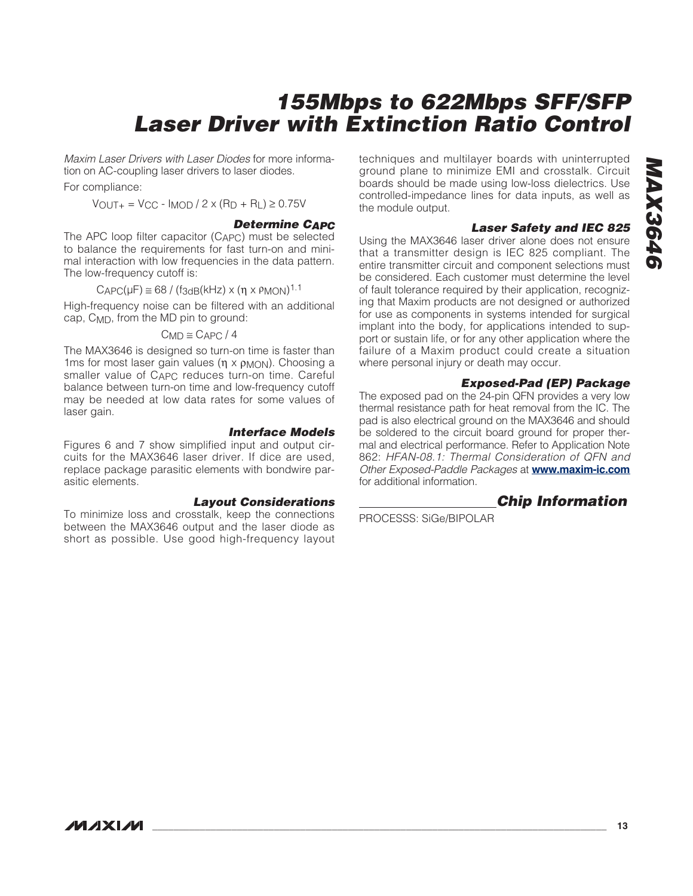*Maxim Laser Drivers with Laser Diodes* for more information on AC-coupling laser drivers to laser diodes.

For compliance:

$$V_{OUT+} = V_{CC} - I_{MOD} / 2 \times (R_D + R_L) \geq 0.75V$$

### Determine $C_{APC}$

The APC loop filter capacitor ($C_{APC}$) must be selected to balance the requirements for fast turn-on and minimal interaction with low frequencies in the data pattern. The low-frequency cutoff is:

$$C_{APC}(\mu F) \cong 68 / (f_{3dB}(kHz) \times (\eta \times \rho_{MON})^{1.1}$$

High-frequency noise can be filtered with an additional cap, $C_{MD}$, from the MD pin to ground:

$$C_{MD} \cong C_{APC} / 4$$

The MAX3646 is designed so turn-on time is faster than 1ms for most laser gain values ($\eta \times \rho_{MON}$). Choosing a smaller value of $C_{APC}$ reduces turn-on time. Careful balance between turn-on time and low-frequency cutoff may be needed at low data rates for some values of laser gain.

### Interface Models

Figures 6 and 7 show simplified input and output circuits for the MAX3646 laser driver. If dice are used, replace package parasitic elements with bondwire parasitic elements.

### Layout Considerations

To minimize loss and crosstalk, keep the connections between the MAX3646 output and the laser diode as short as possible. Use good high-frequency layout techniques and multilayer boards with uninterrupted ground plane to minimize EMI and crosstalk. Circuit boards should be made using low-loss dielectrics. Use controlled-impedance lines for data inputs, as well as the module output.

### Laser Safety and IEC 825

Using the MAX3646 laser driver alone does not ensure that a transmitter design is IEC 825 compliant. The entire transmitter circuit and component selections must be considered. Each customer must determine the level of fault tolerance required by their application, recognizing that Maxim products are not designed or authorized for use as components in systems intended for surgical implant into the body, for applications intended to support or sustain life, or for any other application where the failure of a Maxim product could create a situation where personal injury or death may occur.

### Exposed-Pad (EP) Package

The exposed pad on the 24-pin QFN provides a very low thermal resistance path for heat removal from the IC. The pad is also electrical ground on the MAX3646 and should be soldered to the circuit board ground for proper thermal and electrical performance. Refer to Application Note 862: *HFAN-08.1: Thermal Consideration of QFN and Other Exposed-Paddle Packages* at **www.maxim-ic.com** for additional information.

## Chip Information

PROCESSS: SiGe/BIPOLAR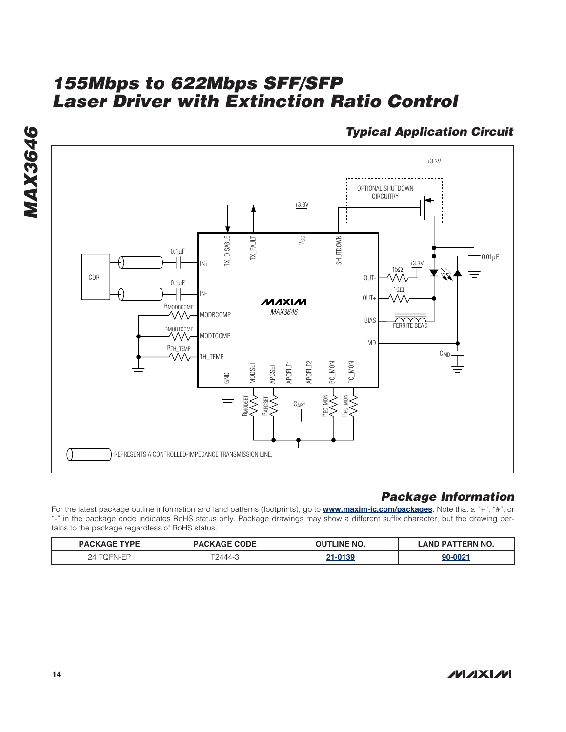## Typical Application Circuit

## Package Information

For the latest package outline information and land patterns (footprints), go to **www.maxim-ic.com/packages**. Note that a "+", "#", or "-" in the package code indicates RoHS status only. Package drawings may show a different suffix character, but the drawing pertains to the package regardless of RoHS status.

| PACKAGE TYPE | PACKAGE CODE | OUTLINE NO. | LAND PATTERN NO. |
|---|---|---|---|
| 24 TQFN-EP | T2444-3 | 21-0139 | 90-0021 |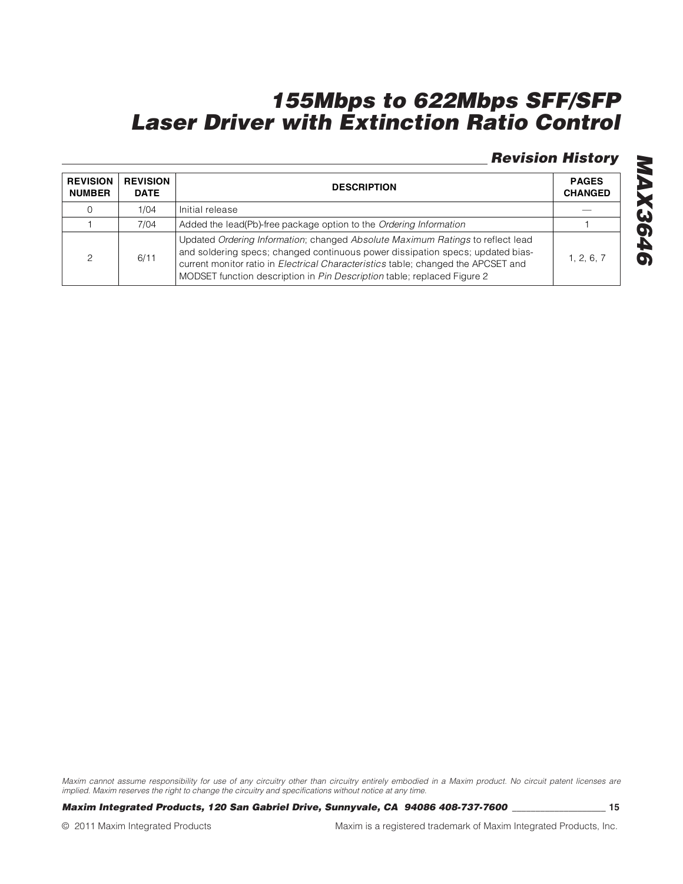## Revision History

| REVISION NUMBER | REVISION DATE | DESCRIPTION | PAGES CHANGED |
|---|---|---|---|
| 0 | 1/04 | Initial release | — |
| 1 | 7/04 | Added the lead(Pb)-free package option to the *Ordering Information* | 1 |
| 2 | 6/11 | Updated *Ordering Information*; changed *Absolute Maximum Ratings* to reflect lead and soldering specs; changed continuous power dissipation specs; updated bias-current monitor ratio in *Electrical Characteristics* table; changed the APCSET and MODSET function description in *Pin Description* table; replaced Figure 2 | 1, 2, 6, 7 |

*Maxim cannot assume responsibility for use of any circuitry other than circuitry entirely embodied in a Maxim product. No circuit patent licenses are implied. Maxim reserves the right to change the circuitry and specifications without notice at any time.*

**Maxim Integrated Products, 120 San Gabriel Drive, Sunnyvale, CA 94086 408-737-7600**

© 2011 Maxim Integrated Products

Maxim is a registered trademark of Maxim Integrated Products, Inc.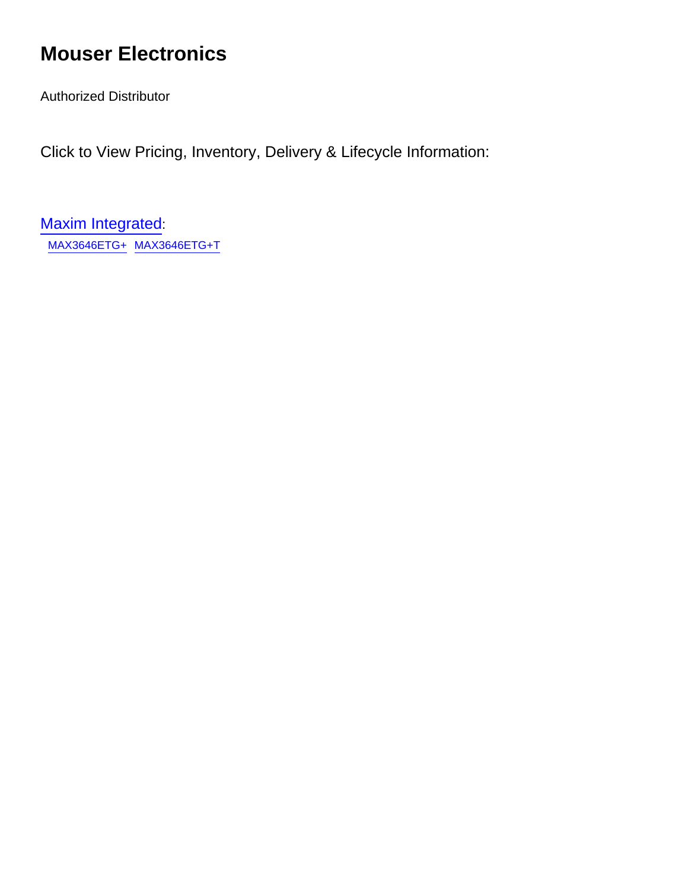# Mouser Electronics

Authorized Distributor

Click to View Pricing, Inventory, Delivery & Lifecycle Information:

Maxim Integrated:

MAX3646ETG+ MAX3646ETG+T